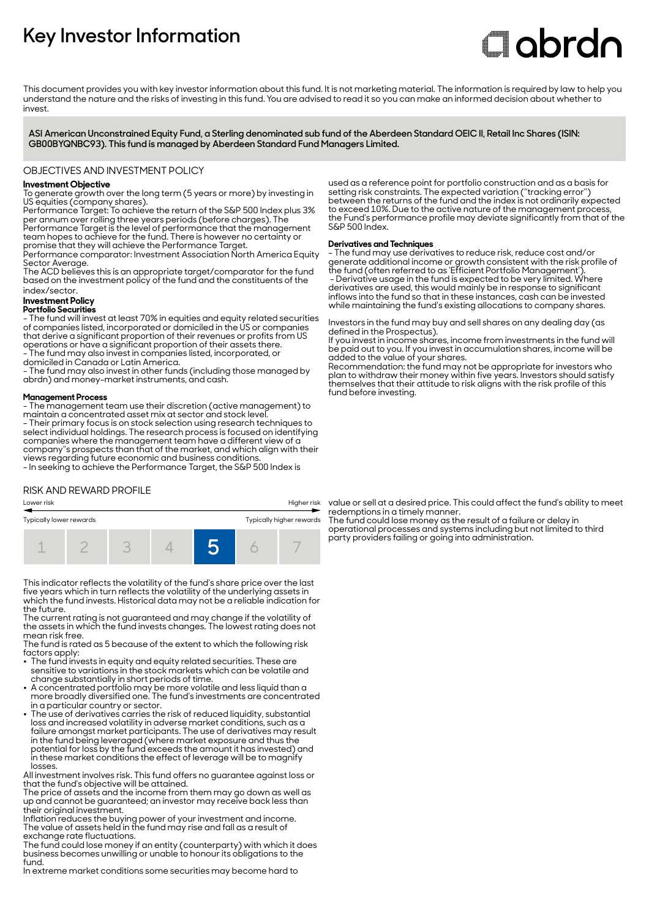# Key Investor Information

This document provides you with key investor information about this fund. It is not marketing material. The information is required by law to help you understand the nature and the risks of investing in this fund. You are advised to read it so you can make an informed decision about whether to invest.

**ASI American Unconstrained Equity Fund, a Sterling denominated sub fund of the Aberdeen Standard OEIC II, Retail Inc Shares (ISIN: GB00BYQNBC93). This fund is managed by Aberdeen Standard Fund Managers Limited.**

## OBJECTIVES AND INVESTMENT POLICY

**Investment Objective**

To generate growth over the long term (5 years or more) by investing in US equities (company shares).

Performance Target: To achieve the return of the S&P 500 Index plus 3% per annum over rolling three years periods (before charges). The Performance Target is the level of performance that the management team hopes to achieve for the fund. There is however no certainty or promise that they will achieve the Performance Target.

Performance comparator: Investment Association North America Equity Sector Average.

The ACD believes this is an appropriate target/comparator for the fund based on the investment policy of the fund and the constituents of the index/sector.

**Investment Policy**

**Portfolio Securities**

- The fund will invest at least 70% in equities and equity related securities of companies listed, incorporated or domiciled in the US or companies that derive a significant proportion of their revenues or profits from US operations or have a significant proportion of their assets there.
- The fund may also invest in companies listed, incorporated, or domiciled in Canada or Latin America.
- The fund may also invest in other funds (including those managed by abrdn) and money-market instruments, and cash.

**Management Process**

- The management team use their discretion (active management) to maintain a concentrated asset mix at sector and stock level.
- Their primary focus is on stock selection using research techniques to select individual holdings. The research process is focused on identifying companies where the management team have a different view of a company"s prospects than that of the market, and which align with their views regarding future economic and business conditions.
- In seeking to achieve the Performance Target, the S&P 500 Index is used as a reference point for portfolio construction and as a basis for setting risk constraints. The expected variation ("tracking error") between the returns of the fund and the index is not ordinarily expected to exceed 10%. Due to the active nature of the management process, the Fund's performance profile may deviate significantly from that of the S&P 500 Index.

**Derivatives and Techniques**

- The fund may use derivatives to reduce risk, reduce cost and/or generate additional income or growth consistent with the risk profile of the fund (often referred to as 'Efficient Portfolio Management').
- Derivative usage in the fund is expected to be very limited. Where derivatives are used, this would mainly be in response to significant inflows into the fund so that in these instances, cash can be invested while maintaining the fund's existing allocations to company shares.

Investors in the fund may buy and sell shares on any dealing day (as defined in the Prospectus).

If you invest in income shares, income from investments in the fund will be paid out to you. If you invest in accumulation shares, income will be added to the value of your shares.

Recommendation: the fund may not be appropriate for investors who plan to withdraw their money within five years. Investors should satisfy themselves that their attitude to risk aligns with the risk profile of this fund before investing.

## RISK AND REWARD PROFILE

| Lower risk | | | | | | Higher risk |
|---|---|---|---|---|---|---|
| Typically lower rewards | | | | | | Typically higher rewards |
| 1 | 2 | 3 | 4 | **5** | 6 | 7 |

This indicator reflects the volatility of the fund's share price over the last five years which in turn reflects the volatility of the underlying assets in which the fund invests. Historical data may not be a reliable indication for the future.

The current rating is not guaranteed and may change if the volatility of the assets in which the fund invests changes. The lowest rating does not mean risk free.

The fund is rated as 5 because of the extent to which the following risk factors apply:

- The fund invests in equity and equity related securities. These are sensitive to variations in the stock markets which can be volatile and change substantially in short periods of time.
- A concentrated portfolio may be more volatile and less liquid than a more broadly diversified one. The fund's investments are concentrated in a particular country or sector.
- The use of derivatives carries the risk of reduced liquidity, substantial loss and increased volatility in adverse market conditions, such as a failure amongst market participants. The use of derivatives may result in the fund being leveraged (where market exposure and thus the potential for loss by the fund exceeds the amount it has invested) and in these market conditions the effect of leverage will be to magnify losses.

All investment involves risk. This fund offers no guarantee against loss or that the fund's objective will be attained.

The price of assets and the income from them may go down as well as up and cannot be guaranteed; an investor may receive back less than their original investment.

Inflation reduces the buying power of your investment and income.

The value of assets held in the fund may rise and fall as a result of exchange rate fluctuations.

The fund could lose money if an entity (counterparty) with which it does business becomes unwilling or unable to honour its obligations to the fund.

In extreme market conditions some securities may become hard to value or sell at a desired price. This could affect the fund's ability to meet redemptions in a timely manner.

The fund could lose money as the result of a failure or delay in operational processes and systems including but not limited to third party providers failing or going into administration.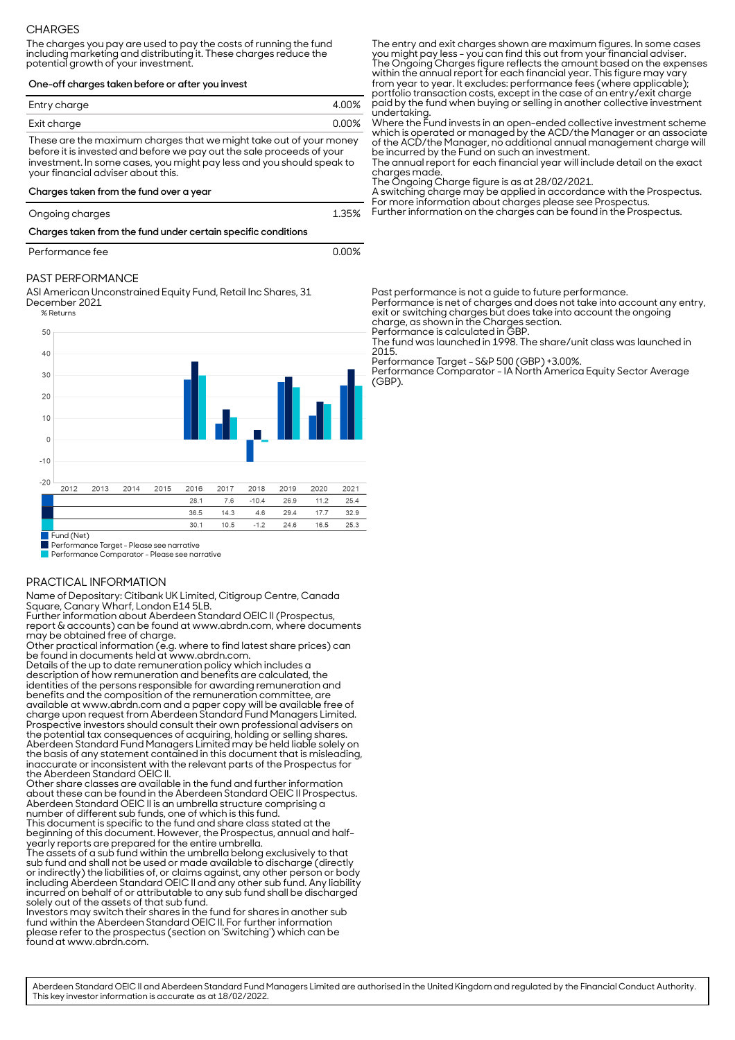## CHARGES

The charges you pay are used to pay the costs of running the fund including marketing and distributing it. These charges reduce the potential growth of your investment.

| One-off charges taken before or after you invest | |
|---|---|
| Entry charge | 4.00% |
| Exit charge | 0.00% |

These are the maximum charges that we might take out of your money before it is invested and before we pay out the sale proceeds of your investment. In some cases, you might pay less and you should speak to your financial adviser about this.

| Charges taken from the fund over a year | |
|---|---|
| Ongoing charges | 1.35% |

| Charges taken from the fund under certain specific conditions | |
|---|---|
| Performance fee | 0.00% |

The entry and exit charges shown are maximum figures. In some cases you might pay less - you can find this out from your financial adviser.
The Ongoing Charges figure reflects the amount based on the expenses within the annual report for each financial year. This figure may vary from year to year. It excludes: performance fees (where applicable); portfolio transaction costs, except in the case of an entry/exit charge paid by the fund when buying or selling in another collective investment undertaking.
Where the Fund invests in an open-ended collective investment scheme which is operated or managed by the ACD/the Manager or an associate of the ACD/the Manager, no additional annual management charge will be incurred by the Fund on such an investment.
The annual report for each financial year will include detail on the exact charges made.
The Ongoing Charge figure is as at 28/02/2021.
A switching charge may be applied in accordance with the Prospectus.
For more information about charges please see Prospectus.
Further information on the charges can be found in the Prospectus.

## PAST PERFORMANCE

ASI American Unconstrained Equity Fund, Retail Inc Shares, 31 December 2021

% Returns

50
40
30
20
10
0
-10
-20

2012 2013 2014 2015 2016 2017 2018 2019 2020 2021

Fund (Net): 28.1 7.6 -10.4 26.9 11.2 25.4
Performance Target - Please see narrative: 36.5 14.3 4.6 29.4 17.7 32.9
Performance Comparator - Please see narrative: 30.1 10.5 -1.2 24.6 16.5 25.3

Past performance is not a guide to future performance.
Performance is net of charges and does not take into account any entry, exit or switching charges but does take into account the ongoing charge, as shown in the Charges section.
Performance is calculated in GBP.
The fund was launched in 1998. The share/unit class was launched in 2015.
Performance Target - S&P 500 (GBP) +3.00%.
Performance Comparator - IA North America Equity Sector Average (GBP).

## PRACTICAL INFORMATION

Name of Depositary: Citibank UK Limited, Citigroup Centre, Canada Square, Canary Wharf, London E14 5LB.
Further information about Aberdeen Standard OEIC II (Prospectus, report & accounts) can be found at www.abrdn.com, where documents may be obtained free of charge.
Other practical information (e.g. where to find latest share prices) can be found in documents held at www.abrdn.com.
Details of the up to date remuneration policy which includes a description of how remuneration and benefits are calculated, the identities of the persons responsible for awarding remuneration and benefits and the composition of the remuneration committee, are available at www.abrdn.com and a paper copy will be available free of charge upon request from Aberdeen Standard Fund Managers Limited.
Prospective investors should consult their own professional advisers on the potential tax consequences of acquiring, holding or selling shares.
Aberdeen Standard Fund Managers Limited may be held liable solely on the basis of any statement contained in this document that is misleading, inaccurate or inconsistent with the relevant parts of the Prospectus for the Aberdeen Standard OEIC II.
Other share classes are available in the fund and further information about these can be found in the Aberdeen Standard OEIC II Prospectus.
Aberdeen Standard OEIC II is an umbrella structure comprising a number of different sub funds, one of which is this fund.
This document is specific to the fund and share class stated at the beginning of this document. However, the Prospectus, annual and half-yearly reports are prepared for the entire umbrella.
The assets of a sub fund within the umbrella belong exclusively to that sub fund and shall not be used or made available to discharge (directly or indirectly) the liabilities of, or claims against, any other person or body including Aberdeen Standard OEIC II and any other sub fund. Any liability incurred on behalf of or attributable to any sub fund shall be discharged solely out of the assets of that sub fund.
Investors may switch their shares in the fund for shares in another sub fund within the Aberdeen Standard OEIC II. For further information please refer to the prospectus (section on 'Switching') which can be found at www.abrdn.com.

Aberdeen Standard OEIC II and Aberdeen Standard Fund Managers Limited are authorised in the United Kingdom and regulated by the Financial Conduct Authority. This key investor information is accurate as at 18/02/2022.